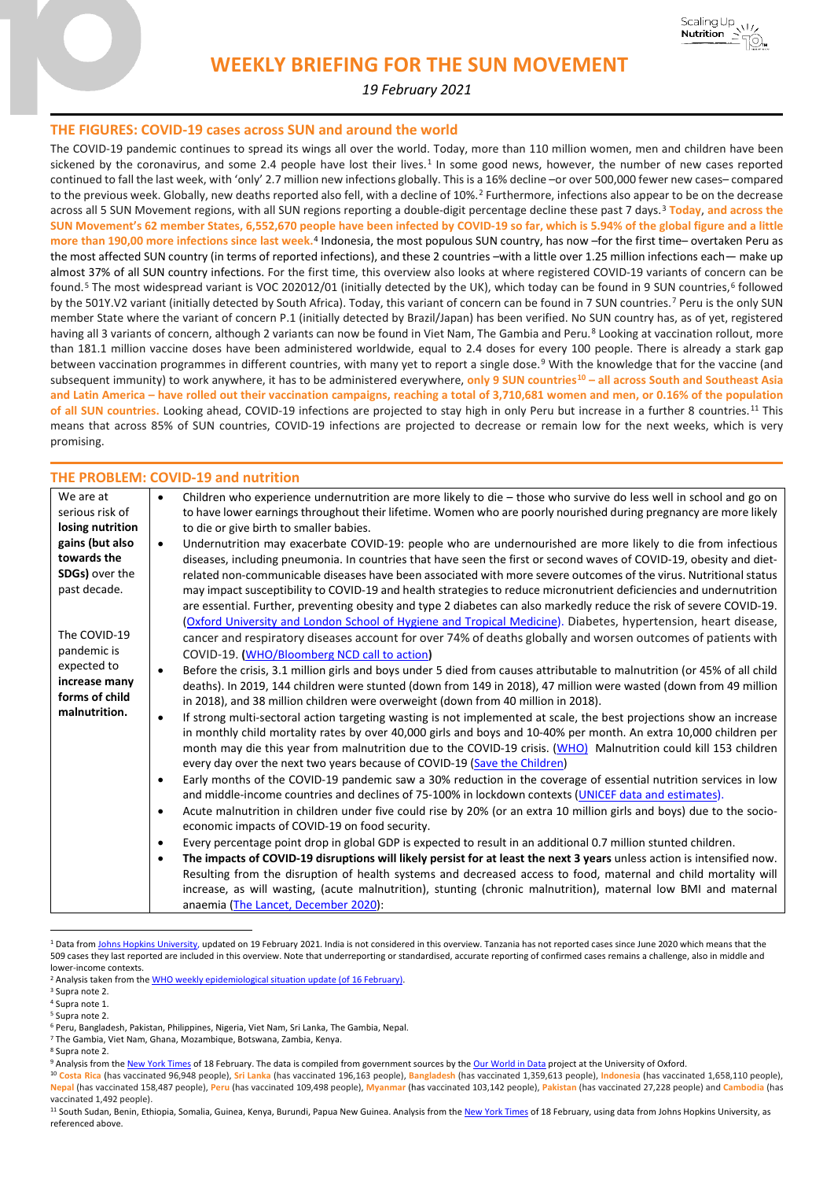# WEEKLY BRIEFING FOR THE SUN MOVEMENT

*19 February 2021*

## THE FIGURES: COVID-19 cases across SUN and around the world

The COVID-19 pandemic continues to spread its wings all over the world. Today, more than 110 million women, men and children have been sickened by the coronavirus, and some 2.4 people have lost their lives.[1] In some good news, however, the number of new cases reported continued to fall the last week, with 'only' 2.7 million new infections globally. This is a 16% decline –or over 500,000 fewer new cases– compared to the previous week. Globally, new deaths reported also fell, with a decline of 10%.[2] Furthermore, infections also appear to be on the decrease across all 5 SUN Movement regions, with all SUN regions reporting a double-digit percentage decline these past 7 days.[3] **Today, and across the SUN Movement's 62 member States, 6,552,670 people have been infected by COVID-19 so far, which is 5.94% of the global figure and a little more than 190,00 more infections since last week.**[4] Indonesia, the most populous SUN country, has now –for the first time– overtaken Peru as the most affected SUN country (in terms of reported infections), and these 2 countries –with a little over 1.25 million infections each— make up almost 37% of all SUN country infections. For the first time, this overview also looks at where registered COVID-19 variants of concern can be found.[5] The most widespread variant is VOC 202012/01 (initially detected by the UK), which today can be found in 9 SUN countries,[6] followed by the 501Y.V2 variant (initially detected by South Africa). Today, this variant of concern can be found in 7 SUN countries.[7] Peru is the only SUN member State where the variant of concern P.1 (initially detected by Brazil/Japan) has been verified. No SUN country has, as of yet, registered having all 3 variants of concern, although 2 variants can now be found in Viet Nam, The Gambia and Peru.[8] Looking at vaccination rollout, more than 181.1 million vaccine doses have been administered worldwide, equal to 2.4 doses for every 100 people. There is already a stark gap between vaccination programmes in different countries, with many yet to report a single dose.[9] With the knowledge that for the vaccine (and subsequent immunity) to work anywhere, it has to be administered everywhere, **only 9 SUN countries[10] – all across South and Southeast Asia and Latin America – have rolled out their vaccination campaigns, reaching a total of 3,710,681 women and men, or 0.16% of the population of all SUN countries.** Looking ahead, COVID-19 infections are projected to stay high in only Peru but increase in a further 8 countries.[11] This means that across 85% of SUN countries, COVID-19 infections are projected to decrease or remain low for the next weeks, which is very promising.

## THE PROBLEM: COVID-19 and nutrition

| | |
|---|---|
| We are at serious risk of **losing nutrition gains (but also towards the SDGs)** over the past decade.<br><br>The COVID-19 pandemic is expected to **increase many forms of child malnutrition.** | • Children who experience undernutrition are more likely to die – those who survive do less well in school and go on to have lower earnings throughout their lifetime. Women who are poorly nourished during pregnancy are more likely to die or give birth to smaller babies.<br>• Undernutrition may exacerbate COVID-19: people who are undernourished are more likely to die from infectious diseases, including pneumonia. In countries that have seen the first or second waves of COVID-19, obesity and diet-related non-communicable diseases have been associated with more severe outcomes of the virus. Nutritional status may impact susceptibility to COVID-19 and health strategies to reduce micronutrient deficiencies and undernutrition are essential. Further, preventing obesity and type 2 diabetes can also markedly reduce the risk of severe COVID-19. (Oxford University and London School of Hygiene and Tropical Medicine). Diabetes, hypertension, heart disease, cancer and respiratory diseases account for over 74% of deaths globally and worsen outcomes of patients with COVID-19. **(**WHO/Bloomberg NCD call to action**)**<br>• Before the crisis, 3.1 million girls and boys under 5 died from causes attributable to malnutrition (or 45% of all child deaths). In 2019, 144 children were stunted (down from 149 in 2018), 47 million were wasted (down from 49 million in 2018), and 38 million children were overweight (down from 40 million in 2018).<br>• If strong multi-sectoral action targeting wasting is not implemented at scale, the best projections show an increase in monthly child mortality rates by over 40,000 girls and boys and 10-40% per month. An extra 10,000 children per month may die this year from malnutrition due to the COVID-19 crisis. (WHO) Malnutrition could kill 153 children every day over the next two years because of COVID-19 (Save the Children)<br>• Early months of the COVID-19 pandemic saw a 30% reduction in the coverage of essential nutrition services in low and middle-income countries and declines of 75-100% in lockdown contexts (UNICEF data and estimates).<br>• Acute malnutrition in children under five could rise by 20% (or an extra 10 million girls and boys) due to the socio-economic impacts of COVID-19 on food security.<br>• Every percentage point drop in global GDP is expected to result in an additional 0.7 million stunted children.<br>• **The impacts of COVID-19 disruptions will likely persist for at least the next 3 years** unless action is intensified now. Resulting from the disruption of health systems and decreased access to food, maternal and child mortality will increase, as will wasting, (acute malnutrition), stunting (chronic malnutrition), maternal low BMI and maternal anaemia (The Lancet, December 2020): |

---

[1] Data from Johns Hopkins University, updated on 19 February 2021. India is not considered in this overview. Tanzania has not reported cases since June 2020 which means that the 509 cases they last reported are included in this overview. Note that underreporting or standardised, accurate reporting of confirmed cases remains a challenge, also in middle and lower-income contexts.

[2] Analysis taken from the WHO weekly epidemiological situation update (of 16 February).

[3] Supra note 2.

[4] Supra note 1.

[5] Supra note 2.

[6] Peru, Bangladesh, Pakistan, Philippines, Nigeria, Viet Nam, Sri Lanka, The Gambia, Nepal.

[7] The Gambia, Viet Nam, Ghana, Mozambique, Botswana, Zambia, Kenya.

[8] Supra note 2.

[9] Analysis from the New York Times of 18 February. The data is compiled from government sources by the Our World in Data project at the University of Oxford.

[10] **Costa Rica** (has vaccinated 96,948 people), **Sri Lanka** (has vaccinated 196,163 people), **Bangladesh** (has vaccinated 1,359,613 people), **Indonesia** (has vaccinated 1,658,110 people), **Nepal** (has vaccinated 158,487 people), **Peru** (has vaccinated 109,498 people), **Myanmar** (has vaccinated 103,142 people), **Pakistan** (has vaccinated 27,228 people) and **Cambodia** (has vaccinated 1,492 people).

[11] South Sudan, Benin, Ethiopia, Somalia, Guinea, Kenya, Burundi, Papua New Guinea. Analysis from the New York Times of 18 February, using data from Johns Hopkins University, as referenced above.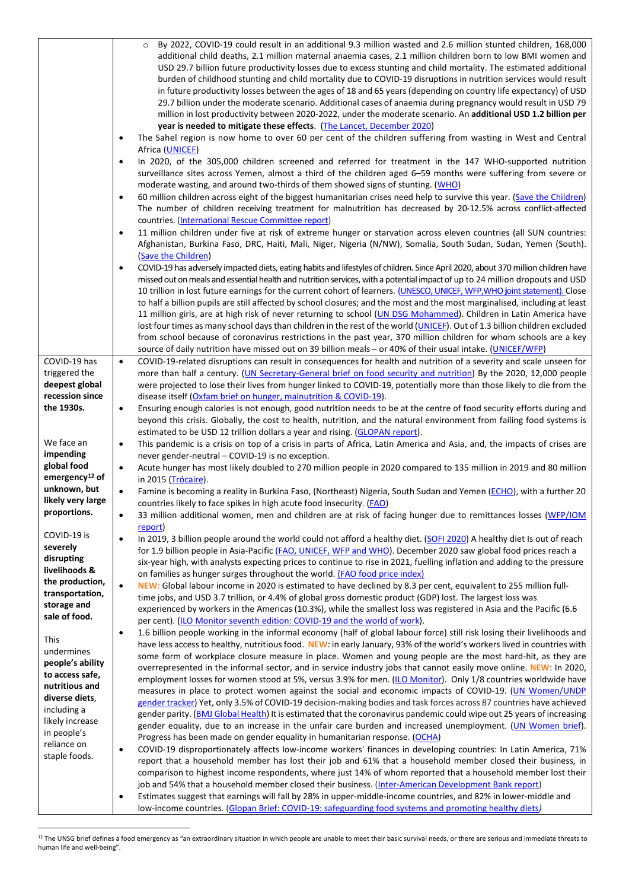| | |
|---|---|
| | - By 2022, COVID-19 could result in an additional 9.3 million wasted and 2.6 million stunted children, 168,000 additional child deaths, 2.1 million maternal anaemia cases, 2.1 million children born to low BMI women and USD 29.7 billion future productivity losses due to excess stunting and child mortality. The estimated additional burden of childhood stunting and child mortality due to COVID-19 disruptions in nutrition services would result in future productivity losses between the ages of 18 and 65 years (depending on country life expectancy) of USD 29.7 billion under the moderate scenario. Additional cases of anaemia during pregnancy would result in USD 79 million in lost productivity between 2020-2022, under the moderate scenario. An **additional USD 1.2 billion per year is needed to mitigate these effects**. (The Lancet, December 2020)<br>• The Sahel region is now home to over 60 per cent of the children suffering from wasting in West and Central Africa (UNICEF)<br>• In 2020, of the 305,000 children screened and referred for treatment in the 147 WHO-supported nutrition surveillance sites across Yemen, almost a third of the children aged 6–59 months were suffering from severe or moderate wasting, and around two-thirds of them showed signs of stunting. (WHO)<br>• 60 million children across eight of the biggest humanitarian crises need help to survive this year. (Save the Children) The number of children receiving treatment for malnutrition has decreased by 20-12.5% across conflict-affected countries. (International Rescue Committee report)<br>• 11 million children under five at risk of extreme hunger or starvation across eleven countries (all SUN countries: Afghanistan, Burkina Faso, DRC, Haiti, Mali, Niger, Nigeria (N/NW), Somalia, South Sudan, Sudan, Yemen (South). (Save the Children)<br>• COVID-19 has adversely impacted diets, eating habits and lifestyles of children. Since April 2020, about 370 million children have missed out on meals and essential health and nutrition services, with a potential impact of up to 24 million dropouts and USD 10 trillion in lost future earnings for the current cohort of learners. (UNESCO, UNICEF, WFP,WHO joint statement). Close to half a billion pupils are still affected by school closures; and the most marginalised, including at least 11 million girls, are at high risk of never returning to school (UN DSG Mohammed). Children in Latin America have lost four times as many school days than children in the rest of the world (UNICEF). Out of 1.3 billion children excluded from school because of coronavirus restrictions in the past year, 370 million children for whom schools are a key source of daily nutrition have missed out on 39 billion meals – or 40% of their usual intake. (UNICEF/WFP) |
| **COVID-19 has triggered the deepest global recession since the 1930s.**<br><br>We face an **impending global food emergency**[12] **of unknown, but likely very large proportions.**<br><br>COVID-19 is **severely disrupting livelihoods & the production, transportation, storage and sale of food.**<br><br>This undermines **people's ability to access safe, nutritious and diverse diets**, including a likely increase in people's reliance on staple foods. | • COVID-19-related disruptions can result in consequences for health and nutrition of a severity and scale unseen for more than half a century. (UN Secretary-General brief on food security and nutrition) By the 2020, 12,000 people were projected to lose their lives from hunger linked to COVID-19, potentially more than those likely to die from the disease itself (Oxfam brief on hunger, malnutrition & COVID-19).<br>• Ensuring enough calories is not enough, good nutrition needs to be at the centre of food security efforts during and beyond this crisis. Globally, the cost to health, nutrition, and the natural environment from failing food systems is estimated to be USD 12 trillion dollars a year and rising. (GLOPAN report).<br>• This pandemic is a crisis on top of a crisis in parts of Africa, Latin America and Asia, and, the impacts of crises are never gender-neutral – COVID-19 is no exception.<br>• Acute hunger has most likely doubled to 270 million people in 2020 compared to 135 million in 2019 and 80 million in 2015 (Trócaire).<br>• Famine is becoming a reality in Burkina Faso, (Northeast) Nigeria, South Sudan and Yemen (ECHO), with a further 20 countries likely to face spikes in high acute food insecurity. (FAO)<br>• 33 million additional women, men and children are at risk of facing hunger due to remittances losses (WFP/IOM report)<br>• In 2019, 3 billion people around the world could not afford a healthy diet. (SOFI 2020) A healthy diet Is out of reach for 1.9 billion people in Asia-Pacific (FAO, UNICEF, WFP and WHO). December 2020 saw global food prices reach a six-year high, with analysts expecting prices to continue to rise in 2021, fuelling inflation and adding to the pressure on families as hunger surges throughout the world. (FAO food price index)<br>• **NEW:** Global labour income in 2020 is estimated to have declined by 8.3 per cent, equivalent to 255 million full-time jobs, and USD 3.7 trillion, or 4.4% of global gross domestic product (GDP) lost. The largest loss was experienced by workers in the Americas (10.3%), while the smallest loss was registered in Asia and the Pacific (6.6 per cent). (ILO Monitor seventh edition: COVID-19 and the world of work).<br>• 1.6 billion people working in the informal economy (half of global labour force) still risk losing their livelihoods and have less access to healthy, nutritious food. **NEW**: in early January, 93% of the world's workers lived in countries with some form of workplace closure measure in place. Women and young people are the most hard-hit, as they are overrepresented in the informal sector, and in service industry jobs that cannot easily move online. **NEW**: In 2020, employment losses for women stood at 5%, versus 3.9% for men. (ILO Monitor). Only 1/8 countries worldwide have measures in place to protect women against the social and economic impacts of COVID-19. (UN Women/UNDP gender tracker) Yet, only 3.5% of COVID-19 decision-making bodies and task forces across 87 countries have achieved gender parity. (BMJ Global Health) It is estimated that the coronavirus pandemic could wipe out 25 years of increasing gender equality, due to an increase in the unfair care burden and increased unemployment. (UN Women brief). Progress has been made on gender equality in humanitarian response. (OCHA)<br>• COVID-19 disproportionately affects low-income workers' finances in developing countries: In Latin America, 71% report that a household member has lost their job and 61% that a household member closed their business, in comparison to highest income respondents, where just 14% of whom reported that a household member lost their job and 54% that a household member closed their business. (Inter-American Development Bank report)<br>• Estimates suggest that earnings will fall by 28% in upper-middle-income countries, and 82% in lower-middle and low-income countries. (Glopan Brief: COVID-19: safeguarding food systems and promoting healthy diets) |

[12] The UNSG brief defines a food emergency as "an extraordinary situation in which people are unable to meet their basic survival needs, or there are serious and immediate threats to human life and well-being".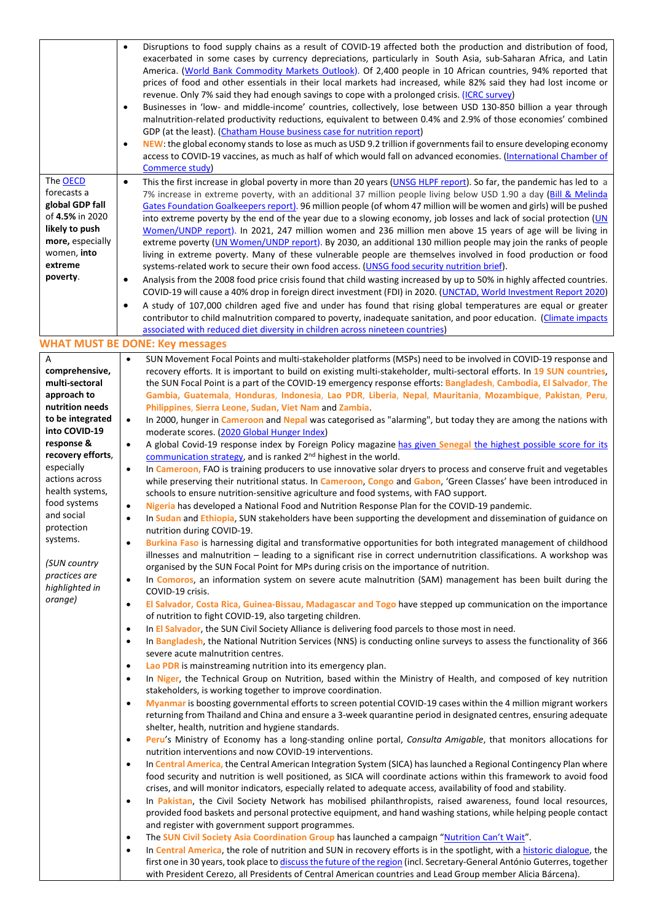| | |
|---|---|
| | • Disruptions to food supply chains as a result of COVID-19 affected both the production and distribution of food, exacerbated in some cases by currency depreciations, particularly in South Asia, sub-Saharan Africa, and Latin America. (World Bank Commodity Markets Outlook). Of 2,400 people in 10 African countries, 94% reported that prices of food and other essentials in their local markets had increased, while 82% said they had lost income or revenue. Only 7% said they had enough savings to cope with a prolonged crisis. (ICRC survey)<br>• Businesses in 'low- and middle-income' countries, collectively, lose between USD 130-850 billion a year through malnutrition-related productivity reductions, equivalent to between 0.4% and 2.9% of those economies' combined GDP (at the least). (Chatham House business case for nutrition report)<br>• **NEW**: the global economy stands to lose as much as USD 9.2 trillion if governments fail to ensure developing economy access to COVID-19 vaccines, as much as half of which would fall on advanced economies. (International Chamber of Commerce study) |
| The OECD forecasts a **global GDP fall** of **4.5%** in 2020 **likely to push more,** especially women, **into extreme poverty**. | • This the first increase in global poverty in more than 20 years (UNSG HLPF report). So far, the pandemic has led to a 7% increase in extreme poverty, with an additional 37 million people living below USD 1.90 a day (Bill & Melinda Gates Foundation Goalkeepers report). 96 million people (of whom 47 million will be women and girls) will be pushed into extreme poverty by the end of the year due to a slowing economy, job losses and lack of social protection (UN Women/UNDP report). In 2021, 247 million women and 236 million men above 15 years of age will be living in extreme poverty (UN Women/UNDP report). By 2030, an additional 130 million people may join the ranks of people living in extreme poverty. Many of these vulnerable people are themselves involved in food production or food systems-related work to secure their own food access. (UNSG food security nutrition brief).<br>• Analysis from the 2008 food price crisis found that child wasting increased by up to 50% in highly affected countries. COVID-19 will cause a 40% drop in foreign direct investment (FDI) in 2020. (UNCTAD, World Investment Report 2020)<br>• A study of 107,000 children aged five and under has found that rising global temperatures are equal or greater contributor to child malnutrition compared to poverty, inadequate sanitation, and poor education. (Climate impacts associated with reduced diet diversity in children across nineteen countries) |

## WHAT MUST BE DONE: Key messages

| | |
|---|---|
| A **comprehensive, multi-sectoral approach to nutrition needs to be integrated into COVID-19 response & recovery efforts**, especially actions across health systems, food systems and social protection systems.<br><br>*(SUN country practices are highlighted in orange)* | • SUN Movement Focal Points and multi-stakeholder platforms (MSPs) need to be involved in COVID-19 response and recovery efforts. It is important to build on existing multi-stakeholder, multi-sectoral efforts. In **19 SUN countries**, the SUN Focal Point is a part of the COVID-19 emergency response efforts: **Bangladesh**, **Cambodia**, **El Salvador**, **The Gambia**, **Guatemala**, **Honduras**, **Indonesia**, **Lao PDR**, **Liberia**, **Nepal**, **Mauritania**, **Mozambique**, **Pakistan**, **Peru**, **Philippines**, **Sierra Leone**, **Sudan**, **Viet Nam** and **Zambia**.<br>• In 2000, hunger in **Cameroon** and **Nepal** was categorised as "alarming", but today they are among the nations with moderate scores. (2020 Global Hunger Index)<br>• A global Covid-19 response index by Foreign Policy magazine has given **Senegal** the highest possible score for its communication strategy, and is ranked 2nd highest in the world.<br>• In **Cameroon,** FAO is training producers to use innovative solar dryers to process and conserve fruit and vegetables while preserving their nutritional status. In **Cameroon**, **Congo** and **Gabon**, 'Green Classes' have been introduced in schools to ensure nutrition-sensitive agriculture and food systems, with FAO support.<br>• **Nigeria** has developed a National Food and Nutrition Response Plan for the COVID-19 pandemic.<br>• In **Sudan** and **Ethiopia**, SUN stakeholders have been supporting the development and dissemination of guidance on nutrition during COVID-19.<br>• **Burkina Faso** is harnessing digital and transformative opportunities for both integrated management of childhood illnesses and malnutrition – leading to a significant rise in correct undernutrition classifications. A workshop was organised by the SUN Focal Point for MPs during crisis on the importance of nutrition.<br>• In **Comoros**, an information system on severe acute malnutrition (SAM) management has been built during the COVID-19 crisis.<br>• **El Salvador, Costa Rica, Guinea-Bissau, Madagascar and Togo** have stepped up communication on the importance of nutrition to fight COVID-19, also targeting children.<br>• In **El Salvador**, the SUN Civil Society Alliance is delivering food parcels to those most in need.<br>• In **Bangladesh**, the National Nutrition Services (NNS) is conducting online surveys to assess the functionality of 366 severe acute malnutrition centres.<br>• **Lao PDR** is mainstreaming nutrition into its emergency plan.<br>• In **Niger**, the Technical Group on Nutrition, based within the Ministry of Health, and composed of key nutrition stakeholders, is working together to improve coordination.<br>• **Myanmar** is boosting governmental efforts to screen potential COVID-19 cases within the 4 million migrant workers returning from Thailand and China and ensure a 3-week quarantine period in designated centres, ensuring adequate shelter, health, nutrition and hygiene standards.<br>• **Peru**'s Ministry of Economy has a long-standing online portal, *Consulta Amigable*, that monitors allocations for nutrition interventions and now COVID-19 interventions.<br>• In **Central America,** the Central American Integration System (SICA) has launched a Regional Contingency Plan where food security and nutrition is well positioned, as SICA will coordinate actions within this framework to avoid food crises, and will monitor indicators, especially related to adequate access, availability of food and stability.<br>• In **Pakistan**, the Civil Society Network has mobilised philanthropists, raised awareness, found local resources, provided food baskets and personal protective equipment, and hand washing stations, while helping people contact and register with government support programmes.<br>• The **SUN Civil Society Asia Coordination Group** has launched a campaign "Nutrition Can't Wait".<br>• In **Central America**, the role of nutrition and SUN in recovery efforts is in the spotlight, with a historic dialogue, the first one in 30 years, took place to discuss the future of the region (incl. Secretary-General António Guterres, together with President Cerezo, all Presidents of Central American countries and Lead Group member Alicia Bárcena). |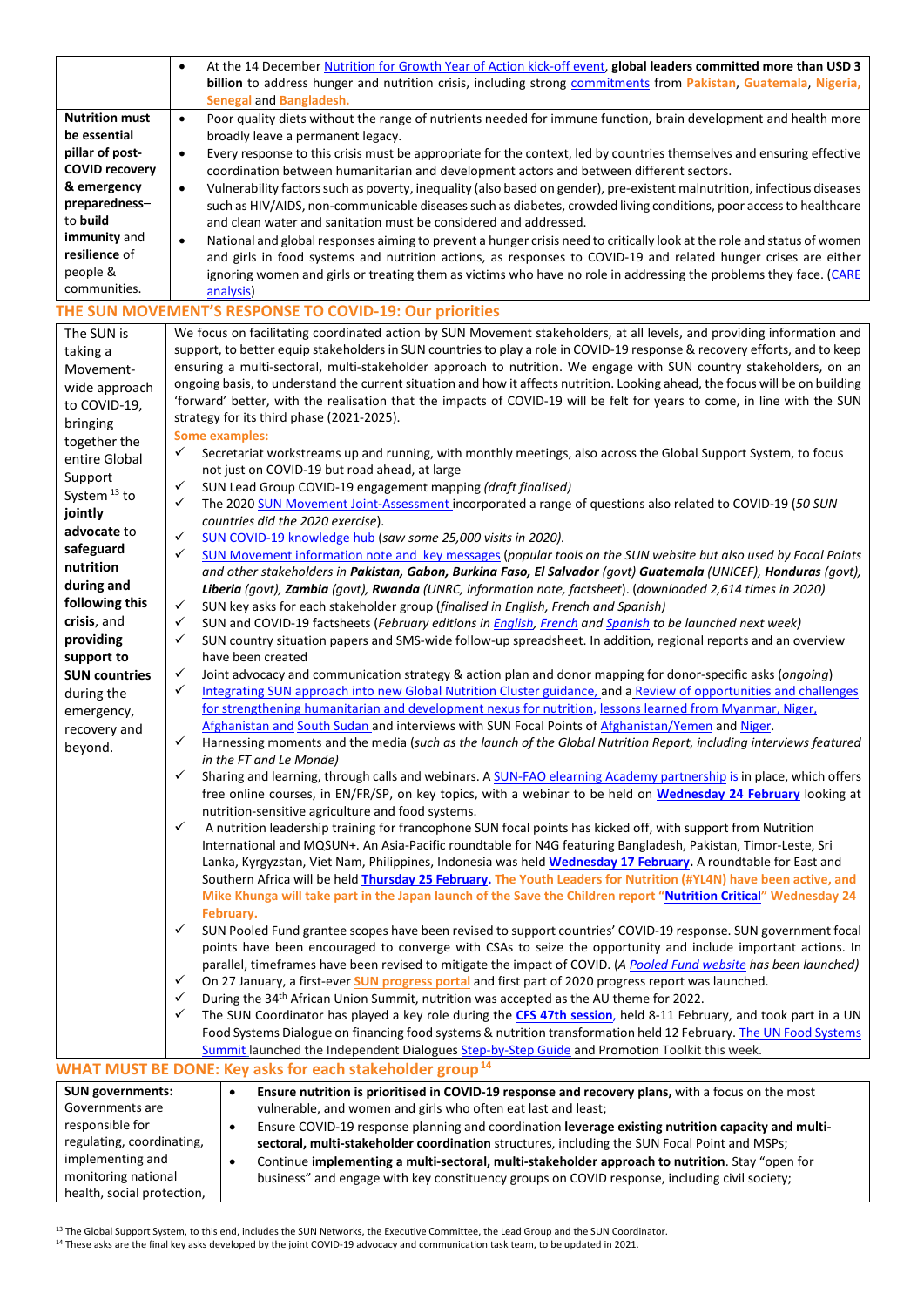| | |
|---|---|
| | • At the 14 December Nutrition for Growth Year of Action kick-off event, **global leaders committed more than USD 3 billion** to address hunger and nutrition crisis, including strong commitments from **Pakistan**, **Guatemala**, **Nigeria**, **Senegal** and **Bangladesh.** |
| **Nutrition must be essential pillar of post-COVID recovery & emergency preparedness– to build immunity and resilience of** people & communities. | • Poor quality diets without the range of nutrients needed for immune function, brain development and health more broadly leave a permanent legacy.<br>• Every response to this crisis must be appropriate for the context, led by countries themselves and ensuring effective coordination between humanitarian and development actors and between different sectors.<br>• Vulnerability factors such as poverty, inequality (also based on gender), pre-existent malnutrition, infectious diseases such as HIV/AIDS, non-communicable diseases such as diabetes, crowded living conditions, poor access to healthcare and clean water and sanitation must be considered and addressed.<br>• National and global responses aiming to prevent a hunger crisis need to critically look at the role and status of women and girls in food systems and nutrition actions, as responses to COVID-19 and related hunger crises are either ignoring women and girls or treating them as victims who have no role in addressing the problems they face. (CARE analysis) |

## THE SUN MOVEMENT'S RESPONSE TO COVID-19: Our priorities

| | |
|---|---|
| The SUN is taking a Movement-wide approach to COVID-19, bringing together the entire Global Support System [13] to **jointly advocate** to **safeguard nutrition during and following this crisis**, and **providing support to SUN countries** during the emergency, recovery and beyond. | We focus on facilitating coordinated action by SUN Movement stakeholders, at all levels, and providing information and support, to better equip stakeholders in SUN countries to play a role in COVID-19 response & recovery efforts, and to keep ensuring a multi-sectoral, multi-stakeholder approach to nutrition. We engage with SUN country stakeholders, on an ongoing basis, to understand the current situation and how it affects nutrition. Looking ahead, the focus will be on building 'forward' better, with the realisation that the impacts of COVID-19 will be felt for years to come, in line with the SUN strategy for its third phase (2021-2025).<br>**Some examples:**<br>✓ Secretariat workstreams up and running, with monthly meetings, also across the Global Support System, to focus not just on COVID-19 but road ahead, at large<br>✓ SUN Lead Group COVID-19 engagement mapping *(draft finalised)*<br>✓ The 2020 SUN Movement Joint-Assessment incorporated a range of questions also related to COVID-19 (*50 SUN countries did the 2020 exercise*).<br>✓ SUN COVID-19 knowledge hub (*saw some 25,000 visits in 2020).*<br>✓ SUN Movement information note and key messages (*popular tools on the SUN website but also used by Focal Points and other stakeholders in* ***Pakistan, Gabon, Burkina Faso, El Salvador*** *(govt)* ***Guatemala*** *(UNICEF),* ***Honduras*** *(govt),* ***Liberia*** *(govt),* ***Zambia*** *(govt),* ***Rwanda*** *(UNRC, information note, factsheet). (downloaded 2,614 times in 2020)*<br>✓ SUN key asks for each stakeholder group (*finalised in English, French and Spanish)*<br>✓ SUN and COVID-19 factsheets (*February editions in English, French and Spanish to be launched next week)*<br>✓ SUN country situation papers and SMS-wide follow-up spreadsheet. In addition, regional reports and an overview have been created<br>✓ Joint advocacy and communication strategy & action plan and donor mapping for donor-specific asks (*ongoing*)<br>✓ Integrating SUN approach into new Global Nutrition Cluster guidance, and a Review of opportunities and challenges for strengthening humanitarian and development nexus for nutrition, lessons learned from Myanmar, Niger, Afghanistan and South Sudan and interviews with SUN Focal Points of Afghanistan/Yemen and Niger.<br>✓ Harnessing moments and the media (*such as the launch of the Global Nutrition Report, including interviews featured in the FT and Le Monde)*<br>✓ Sharing and learning, through calls and webinars. A SUN-FAO elearning Academy partnership is in place, which offers free online courses, in EN/FR/SP, on key topics, with a webinar to be held on **Wednesday 24 February** looking at nutrition-sensitive agriculture and food systems.<br>✓ A nutrition leadership training for francophone SUN focal points has kicked off, with support from Nutrition International and MQSUN+. An Asia-Pacific roundtable for N4G featuring Bangladesh, Pakistan, Timor-Leste, Sri Lanka, Kyrgyzstan, Viet Nam, Philippines, Indonesia was held **Wednesday 17 February.** A roundtable for East and Southern Africa will be held **Thursday 25 February. The Youth Leaders for Nutrition (#YL4N) have been active, and Mike Khunga will take part in the Japan launch of the Save the Children report "Nutrition Critical" Wednesday 24 February.**<br>✓ SUN Pooled Fund grantee scopes have been revised to support countries' COVID-19 response. SUN government focal points have been encouraged to converge with CSAs to seize the opportunity and include important actions. In parallel, timeframes have been revised to mitigate the impact of COVID. (*A Pooled Fund website has been launched)*<br>✓ On 27 January, a first-ever **SUN progress portal** and first part of 2020 progress report was launched.<br>✓ During the 34th African Union Summit, nutrition was accepted as the AU theme for 2022.<br>✓ The SUN Coordinator has played a key role during the **CFS 47th session**, held 8-11 February, and took part in a UN Food Systems Dialogue on financing food systems & nutrition transformation held 12 February. The UN Food Systems Summit launched the Independent Dialogues Step-by-Step Guide and Promotion Toolkit this week. |

## WHAT MUST BE DONE: Key asks for each stakeholder group [14]

| | |
|---|---|
| **SUN governments:** Governments are responsible for regulating, coordinating, implementing and monitoring national health, social protection, | • **Ensure nutrition is prioritised in COVID-19 response and recovery plans,** with a focus on the most vulnerable, and women and girls who often eat last and least;<br>• Ensure COVID-19 response planning and coordination **leverage existing nutrition capacity and multi-sectoral, multi-stakeholder coordination** structures, including the SUN Focal Point and MSPs;<br>• Continue **implementing a multi-sectoral, multi-stakeholder approach to nutrition**. Stay "open for business" and engage with key constituency groups on COVID response, including civil society; |

[13] The Global Support System, to this end, includes the SUN Networks, the Executive Committee, the Lead Group and the SUN Coordinator.

[14] These asks are the final key asks developed by the joint COVID-19 advocacy and communication task team, to be updated in 2021.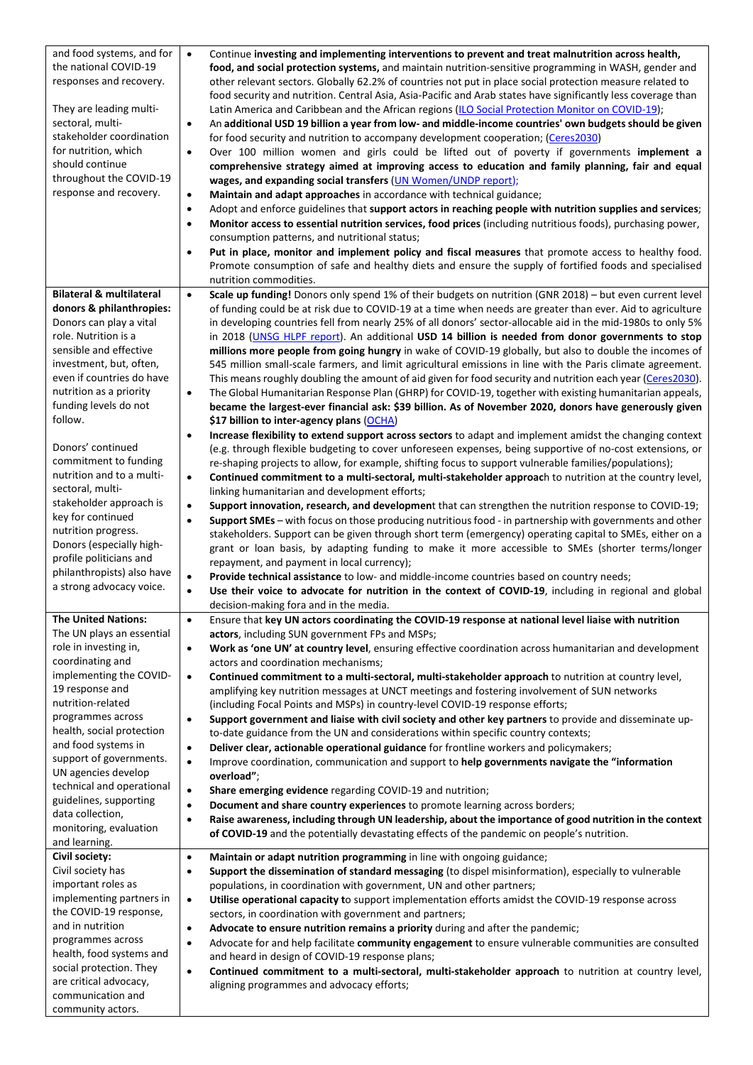| | |
|---|---|
| and food systems, and for the national COVID-19 responses and recovery.<br><br>They are leading multi-sectoral, multi-stakeholder coordination for nutrition, which should continue throughout the COVID-19 response and recovery. | • Continue **investing and implementing interventions to prevent and treat malnutrition across health, food, and social protection systems,** and maintain nutrition-sensitive programming in WASH, gender and other relevant sectors. Globally 62.2% of countries not put in place social protection measure related to food security and nutrition. Central Asia, Asia-Pacific and Arab states have significantly less coverage than Latin America and Caribbean and the African regions (ILO Social Protection Monitor on COVID-19);<br>• An **additional USD 19 billion a year from low- and middle-income countries' own budgets should be given** for food security and nutrition to accompany development cooperation; (Ceres2030)<br>• Over 100 million women and girls could be lifted out of poverty if governments **implement a comprehensive strategy aimed at improving access to education and family planning, fair and equal wages, and expanding social transfers** (UN Women/UNDP report);<br>• **Maintain and adapt approaches** in accordance with technical guidance;<br>• Adopt and enforce guidelines that **support actors in reaching people with nutrition supplies and services**;<br>• **Monitor access to essential nutrition services, food prices** (including nutritious foods), purchasing power, consumption patterns, and nutritional status;<br>• **Put in place, monitor and implement policy and fiscal measures** that promote access to healthy food. Promote consumption of safe and healthy diets and ensure the supply of fortified foods and specialised nutrition commodities. |
| **Bilateral & multilateral donors & philanthropies:** Donors can play a vital role. Nutrition is a sensible and effective investment, but, often, even if countries do have nutrition as a priority funding levels do not follow.<br><br>Donors' continued commitment to funding nutrition and to a multi-sectoral, multi-stakeholder approach is key for continued nutrition progress. Donors (especially high-profile politicians and philanthropists) also have a strong advocacy voice. | • **Scale up funding!** Donors only spend 1% of their budgets on nutrition (GNR 2018) – but even current level of funding could be at risk due to COVID-19 at a time when needs are greater than ever. Aid to agriculture in developing countries fell from nearly 25% of all donors' sector-allocable aid in the mid-1980s to only 5% in 2018 (UNSG HLPF report). An additional **USD 14 billion is needed from donor governments to stop millions more people from going hungry** in wake of COVID-19 globally, but also to double the incomes of 545 million small-scale farmers, and limit agricultural emissions in line with the Paris climate agreement. This means roughly doubling the amount of aid given for food security and nutrition each year (Ceres2030).<br>• The Global Humanitarian Response Plan (GHRP) for COVID-19, together with existing humanitarian appeals, **became the largest-ever financial ask: $39 billion. As of November 2020, donors have generously given $17 billion to inter-agency plans** (OCHA)<br>• **Increase flexibility to extend support across sectors** to adapt and implement amidst the changing context (e.g. through flexible budgeting to cover unforeseen expenses, being supportive of no-cost extensions, or re-shaping projects to allow, for example, shifting focus to support vulnerable families/populations);<br>• **Continued commitment to a multi-sectoral, multi-stakeholder approach** to nutrition at the country level, linking humanitarian and development efforts;<br>• **Support innovation, research, and development** that can strengthen the nutrition response to COVID-19;<br>• **Support SMEs** – with focus on those producing nutritious food - in partnership with governments and other stakeholders. Support can be given through short term (emergency) operating capital to SMEs, either on a grant or loan basis, by adapting funding to make it more accessible to SMEs (shorter terms/longer repayment, and payment in local currency);<br>• **Provide technical assistance** to low- and middle-income countries based on country needs;<br>• **Use their voice to advocate for nutrition in the context of COVID-19**, including in regional and global decision-making fora and in the media. |
| **The United Nations:** The UN plays an essential role in investing in, coordinating and implementing the COVID-19 response and nutrition-related programmes across health, social protection and food systems in support of governments. UN agencies develop technical and operational guidelines, supporting data collection, monitoring, evaluation and learning. | • Ensure that **key UN actors coordinating the COVID-19 response at national level liaise with nutrition actors**, including SUN government FPs and MSPs;<br>• **Work as 'one UN' at country level**, ensuring effective coordination across humanitarian and development actors and coordination mechanisms;<br>• **Continued commitment to a multi-sectoral, multi-stakeholder approach** to nutrition at country level, amplifying key nutrition messages at UNCT meetings and fostering involvement of SUN networks (including Focal Points and MSPs) in country-level COVID-19 response efforts;<br>• **Support government and liaise with civil society and other key partners** to provide and disseminate up-to-date guidance from the UN and considerations within specific country contexts;<br>• **Deliver clear, actionable operational guidance** for frontline workers and policymakers;<br>• Improve coordination, communication and support to **help governments navigate the "information overload"**;<br>• **Share emerging evidence** regarding COVID-19 and nutrition;<br>• **Document and share country experiences** to promote learning across borders;<br>• **Raise awareness, including through UN leadership, about the importance of good nutrition in the context of COVID-19** and the potentially devastating effects of the pandemic on people's nutrition. |
| **Civil society:** Civil society has important roles as implementing partners in the COVID-19 response, and in nutrition programmes across health, food systems and social protection. They are critical advocacy, communication and community actors. | • **Maintain or adapt nutrition programming** in line with ongoing guidance;<br>• **Support the dissemination of standard messaging** (to dispel misinformation), especially to vulnerable populations, in coordination with government, UN and other partners;<br>• **Utilise operational capacity t**o support implementation efforts amidst the COVID-19 response across sectors, in coordination with government and partners;<br>• **Advocate to ensure nutrition remains a priority** during and after the pandemic;<br>• Advocate for and help facilitate **community engagement** to ensure vulnerable communities are consulted and heard in design of COVID-19 response plans;<br>• **Continued commitment to a multi-sectoral, multi-stakeholder approach** to nutrition at country level, aligning programmes and advocacy efforts; |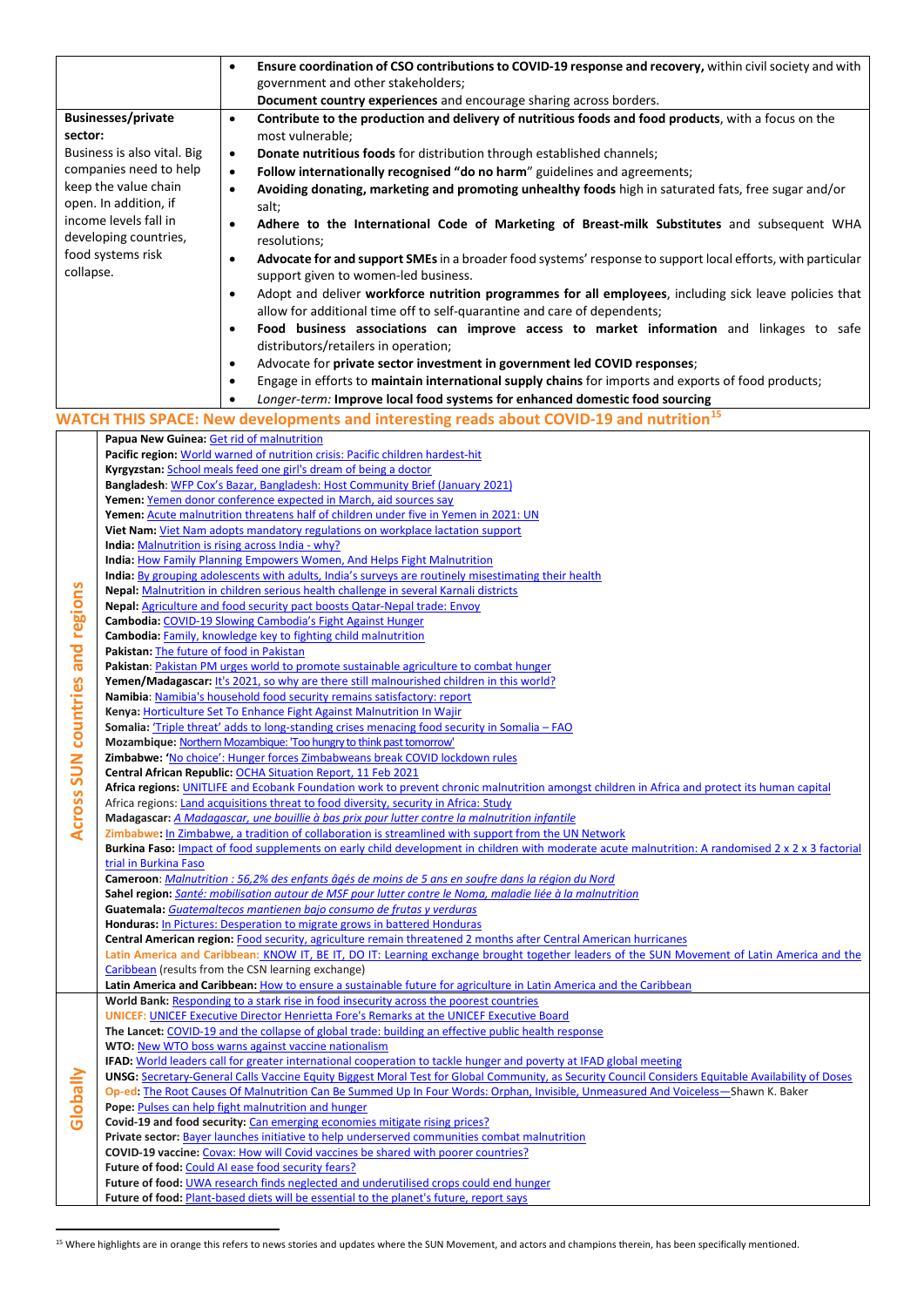| | |
|---|---|
| | • **Ensure coordination of CSO contributions to COVID-19 response and recovery,** within civil society and with government and other stakeholders;<br>**Document country experiences** and encourage sharing across borders. |
| **Businesses/private sector:**<br>Business is also vital. Big companies need to help keep the value chain open. In addition, if income levels fall in developing countries, food systems risk collapse. | • **Contribute to the production and delivery of nutritious foods and food products**, with a focus on the most vulnerable;<br>• **Donate nutritious foods** for distribution through established channels;<br>• **Follow internationally recognised "do no harm"** guidelines and agreements;<br>• **Avoiding donating, marketing and promoting unhealthy foods** high in saturated fats, free sugar and/or salt;<br>• **Adhere to the International Code of Marketing of Breast-milk Substitutes** and subsequent WHA resolutions;<br>• **Advocate for and support SMEs** in a broader food systems' response to support local efforts, with particular support given to women-led business.<br>• Adopt and deliver **workforce nutrition programmes for all employees**, including sick leave policies that allow for additional time off to self-quarantine and care of dependents;<br>• **Food business associations can improve access to market information** and linkages to safe distributors/retailers in operation;<br>• Advocate for **private sector investment in government led COVID responses**;<br>• Engage in efforts to **maintain international supply chains** for imports and exports of food products;<br>• *Longer-term:* **Improve local food systems for enhanced domestic food sourcing** |

## WATCH THIS SPACE: New developments and interesting reads about COVID-19 and nutrition[15]

| | |
|---|---|
| **Across SUN countries and regions** | **Papua New Guinea:** Get rid of malnutrition<br>**Pacific region:** World warned of nutrition crisis: Pacific children hardest-hit<br>**Kyrgyzstan:** School meals feed one girl's dream of being a doctor<br>**Bangladesh**: WFP Cox's Bazar, Bangladesh: Host Community Brief (January 2021)<br>**Yemen:** Yemen donor conference expected in March, aid sources say<br>**Yemen:** Acute malnutrition threatens half of children under five in Yemen in 2021: UN<br>**Viet Nam:** Viet Nam adopts mandatory regulations on workplace lactation support<br>**India:** Malnutrition is rising across India - why?<br>**India:** How Family Planning Empowers Women, And Helps Fight Malnutrition<br>**India:** By grouping adolescents with adults, India's surveys are routinely misestimating their health<br>**Nepal:** Malnutrition in children serious health challenge in several Karnali districts<br>**Nepal:** Agriculture and food security pact boosts Qatar-Nepal trade: Envoy<br>**Cambodia:** COVID-19 Slowing Cambodia's Fight Against Hunger<br>**Cambodia:** Family, knowledge key to fighting child malnutrition<br>**Pakistan:** The future of food in Pakistan<br>**Pakistan**: Pakistan PM urges world to promote sustainable agriculture to combat hunger<br>**Yemen/Madagascar:** It's 2021, so why are there still malnourished children in this world?<br>**Namibia**: Namibia's household food security remains satisfactory: report<br>**Kenya:** Horticulture Set To Enhance Fight Against Malnutrition In Wajir<br>**Somalia:** 'Triple threat' adds to long-standing crises menacing food security in Somalia – FAO<br>**Mozambique:** Northern Mozambique: 'Too hungry to think past tomorrow'<br>**Zimbabwe: '**No choice': Hunger forces Zimbabweans break COVID lockdown rules<br>**Central African Republic:** OCHA Situation Report, 11 Feb 2021<br>**Africa regions:** UNITLIFE and Ecobank Foundation work to prevent chronic malnutrition amongst children in Africa and protect its human capital<br>Africa regions: Land acquisitions threat to food diversity, security in Africa: Study<br>**Madagascar:** *A Madagascar, une bouillie à bas prix pour lutter contre la malnutrition infantile*<br>**Zimbabwe:** In Zimbabwe, a tradition of collaboration is streamlined with support from the UN Network<br>**Burkina Faso:** Impact of food supplements on early child development in children with moderate acute malnutrition: A randomised 2 x 2 x 3 factorial trial in Burkina Faso<br>**Cameroon**: *Malnutrition : 56,2% des enfants âgés de moins de 5 ans en soufre dans la région du Nord*<br>**Sahel region:** *Santé: mobilisation autour de MSF pour lutter contre le Noma, maladie liée à la malnutrition*<br>**Guatemala:** *Guatemaltecos mantienen bajo consumo de frutas y verduras*<br>**Honduras:** In Pictures: Desperation to migrate grows in battered Honduras<br>**Central American region:** Food security, agriculture remain threatened 2 months after Central American hurricanes<br>**Latin America and Caribbean:** KNOW IT, BE IT, DO IT: Learning exchange brought together leaders of the SUN Movement of Latin America and the Caribbean (results from the CSN learning exchange)<br>**Latin America and Caribbean:** How to ensure a sustainable future for agriculture in Latin America and the Caribbean |
| **Globally** | **World Bank:** Responding to a stark rise in food insecurity across the poorest countries<br>**UNICEF:** UNICEF Executive Director Henrietta Fore's Remarks at the UNICEF Executive Board<br>**The Lancet:** COVID-19 and the collapse of global trade: building an effective public health response<br>**WTO:** New WTO boss warns against vaccine nationalism<br>**IFAD:** World leaders call for greater international cooperation to tackle hunger and poverty at IFAD global meeting<br>**UNSG:** Secretary-General Calls Vaccine Equity Biggest Moral Test for Global Community, as Security Council Considers Equitable Availability of Doses<br>**Op-ed:** The Root Causes Of Malnutrition Can Be Summed Up In Four Words: Orphan, Invisible, Unmeasured And Voiceless—Shawn K. Baker<br>**Pope:** Pulses can help fight malnutrition and hunger<br>**Covid-19 and food security:** Can emerging economies mitigate rising prices?<br>**Private sector:** Bayer launches initiative to help underserved communities combat malnutrition<br>**COVID-19 vaccine:** Covax: How will Covid vaccines be shared with poorer countries?<br>**Future of food:** Could AI ease food security fears?<br>**Future of food:** UWA research finds neglected and underutilised crops could end hunger<br>**Future of food:** Plant-based diets will be essential to the planet's future, report says |

[15] Where highlights are in orange this refers to news stories and updates where the SUN Movement, and actors and champions therein, has been specifically mentioned.